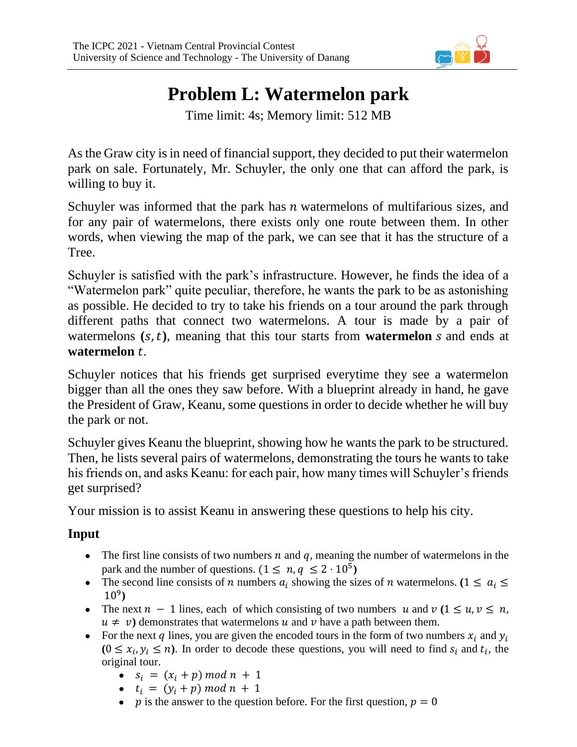# Problem L: Watermelon park

Time limit: 4s; Memory limit: 512 MB

As the Graw city is in need of financial support, they decided to put their watermelon park on sale. Fortunately, Mr. Schuyler, the only one that can afford the park, is willing to buy it.

Schuyler was informed that the park has $n$ watermelons of multifarious sizes, and for any pair of watermelons, there exists only one route between them. In other words, when viewing the map of the park, we can see that it has the structure of a Tree.

Schuyler is satisfied with the park's infrastructure. However, he finds the idea of a "Watermelon park" quite peculiar, therefore, he wants the park to be as astonishing as possible. He decided to try to take his friends on a tour around the park through different paths that connect two watermelons. A tour is made by a pair of watermelons $(s, t)$, meaning that this tour starts from **watermelon** $s$ and ends at **watermelon** $t$.

Schuyler notices that his friends get surprised everytime they see a watermelon bigger than all the ones they saw before. With a blueprint already in hand, he gave the President of Graw, Keanu, some questions in order to decide whether he will buy the park or not.

Schuyler gives Keanu the blueprint, showing how he wants the park to be structured. Then, he lists several pairs of watermelons, demonstrating the tours he wants to take his friends on, and asks Keanu: for each pair, how many times will Schuyler's friends get surprised?

Your mission is to assist Keanu in answering these questions to help his city.

## Input

- The first line consists of two numbers $n$ and $q$, meaning the number of watermelons in the park and the number of questions. ($1 \leq n, q \leq 2 \cdot 10^5$)
- The second line consists of $n$ numbers $a_i$ showing the sizes of $n$ watermelons. ($1 \leq a_i \leq 10^9$)
- The next $n - 1$ lines, each of which consisting of two numbers $u$ and $v$ ($1 \leq u, v \leq n$, $u \neq v$) demonstrates that watermelons $u$ and $v$ have a path between them.
- For the next $q$ lines, you are given the encoded tours in the form of two numbers $x_i$ and $y_i$ ($0 \leq x_i, y_i \leq n$). In order to decode these questions, you will need to find $s_i$ and $t_i$, the original tour.
  - $s_i = (x_i + p) \bmod n + 1$
  - $t_i = (y_i + p) \bmod n + 1$
  - $p$ is the answer to the question before. For the first question, $p = 0$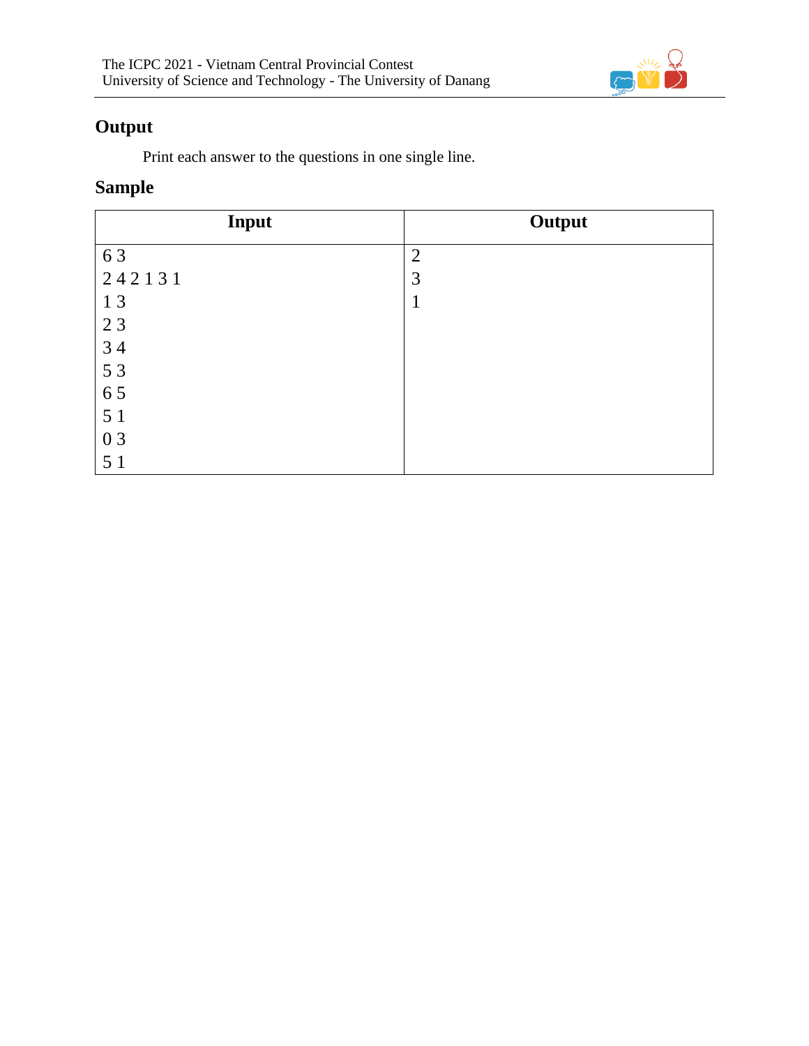## Output

Print each answer to the questions in one single line.

## Sample

| Input | Output |
| --- | --- |
| 6 3<br>2 4 2 1 3 1<br>1 3<br>2 3<br>3 4<br>5 3<br>6 5<br>5 1<br>0 3<br>5 1 | 2<br>3<br>1 |